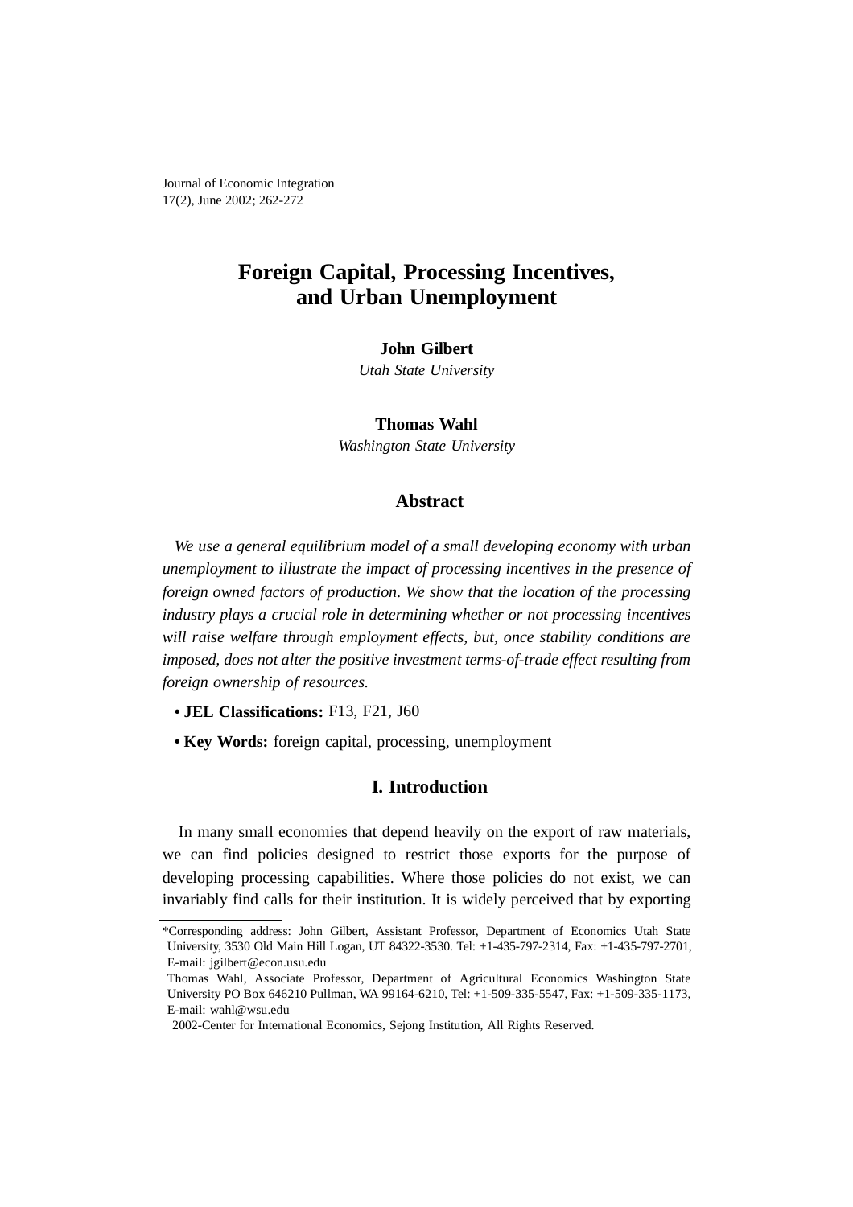# Foreign Capital, Processing Incentives, and Urban Unemployment

**John Gilbert**
*Utah State University*

**Thomas Wahl**
*Washington State University*

## Abstract

*We use a general equilibrium model of a small developing economy with urban unemployment to illustrate the impact of processing incentives in the presence of foreign owned factors of production. We show that the location of the processing industry plays a crucial role in determining whether or not processing incentives will raise welfare through employment effects, but, once stability conditions are imposed, does not alter the positive investment terms-of-trade effect resulting from foreign ownership of resources.*

- **JEL Classifications:** F13, F21, J60
- **Key Words:** foreign capital, processing, unemployment

## I. Introduction

In many small economies that depend heavily on the export of raw materials, we can find policies designed to restrict those exports for the purpose of developing processing capabilities. Where those policies do not exist, we can invariably find calls for their institution. It is widely perceived that by exporting

---

*Corresponding address: John Gilbert, Assistant Professor, Department of Economics Utah State University, 3530 Old Main Hill Logan, UT 84322-3530. Tel: +1-435-797-2314, Fax: +1-435-797-2701, E-mail: jgilbert@econ.usu.edu

Thomas Wahl, Associate Professor, Department of Agricultural Economics Washington State University PO Box 646210 Pullman, WA 99164-6210, Tel: +1-509-335-5547, Fax: +1-509-335-1173, E-mail: wahl@wsu.edu

2002-Center for International Economics, Sejong Institution, All Rights Reserved.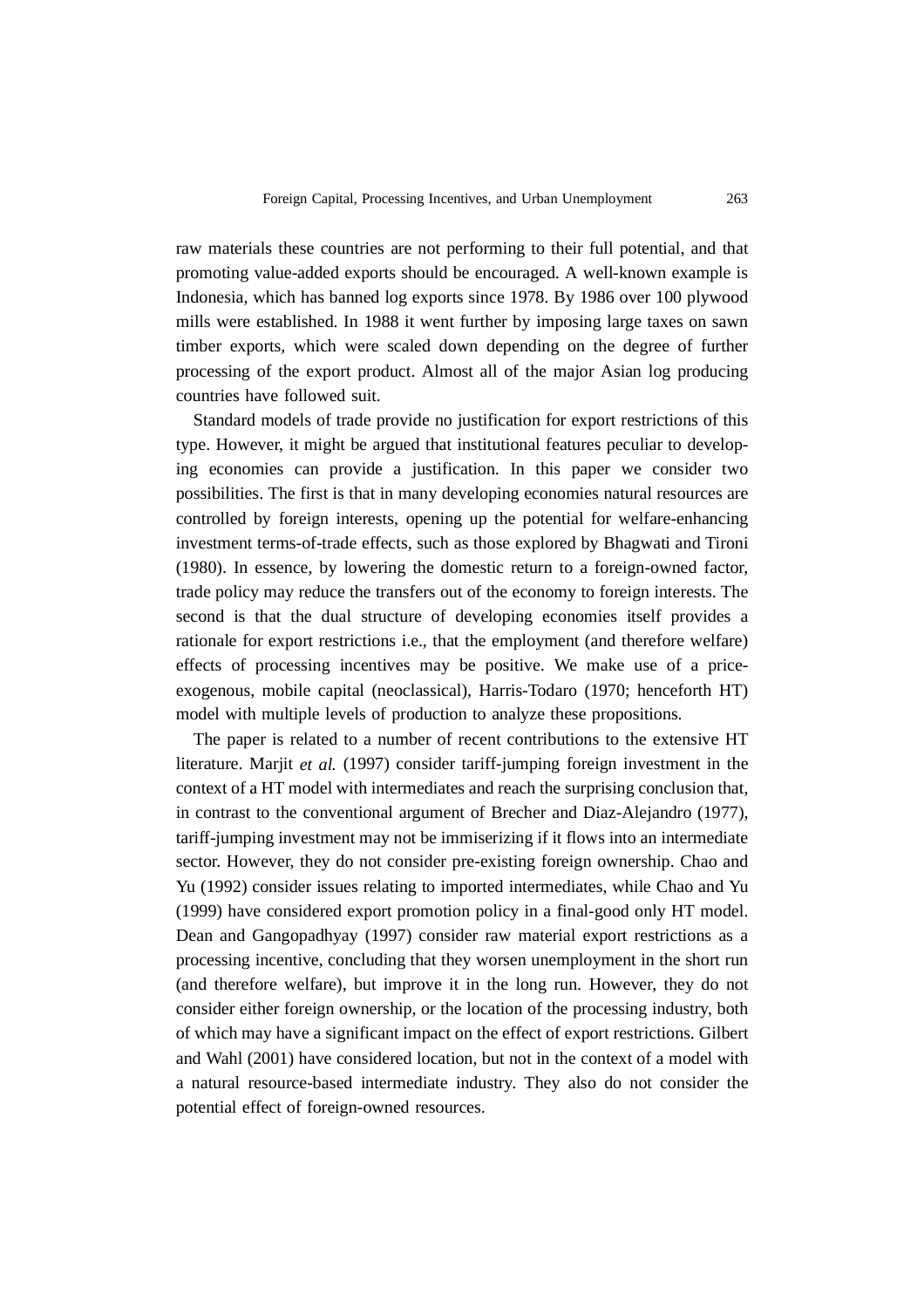raw materials these countries are not performing to their full potential, and that promoting value-added exports should be encouraged. A well-known example is Indonesia, which has banned log exports since 1978. By 1986 over 100 plywood mills were established. In 1988 it went further by imposing large taxes on sawn timber exports, which were scaled down depending on the degree of further processing of the export product. Almost all of the major Asian log producing countries have followed suit.

Standard models of trade provide no justification for export restrictions of this type. However, it might be argued that institutional features peculiar to developing economies can provide a justification. In this paper we consider two possibilities. The first is that in many developing economies natural resources are controlled by foreign interests, opening up the potential for welfare-enhancing investment terms-of-trade effects, such as those explored by Bhagwati and Tironi (1980). In essence, by lowering the domestic return to a foreign-owned factor, trade policy may reduce the transfers out of the economy to foreign interests. The second is that the dual structure of developing economies itself provides a rationale for export restrictions i.e., that the employment (and therefore welfare) effects of processing incentives may be positive. We make use of a price-exogenous, mobile capital (neoclassical), Harris-Todaro (1970; henceforth HT) model with multiple levels of production to analyze these propositions.

The paper is related to a number of recent contributions to the extensive HT literature. Marjit *et al.* (1997) consider tariff-jumping foreign investment in the context of a HT model with intermediates and reach the surprising conclusion that, in contrast to the conventional argument of Brecher and Diaz-Alejandro (1977), tariff-jumping investment may not be immiserizing if it flows into an intermediate sector. However, they do not consider pre-existing foreign ownership. Chao and Yu (1992) consider issues relating to imported intermediates, while Chao and Yu (1999) have considered export promotion policy in a final-good only HT model. Dean and Gangopadhyay (1997) consider raw material export restrictions as a processing incentive, concluding that they worsen unemployment in the short run (and therefore welfare), but improve it in the long run. However, they do not consider either foreign ownership, or the location of the processing industry, both of which may have a significant impact on the effect of export restrictions. Gilbert and Wahl (2001) have considered location, but not in the context of a model with a natural resource-based intermediate industry. They also do not consider the potential effect of foreign-owned resources.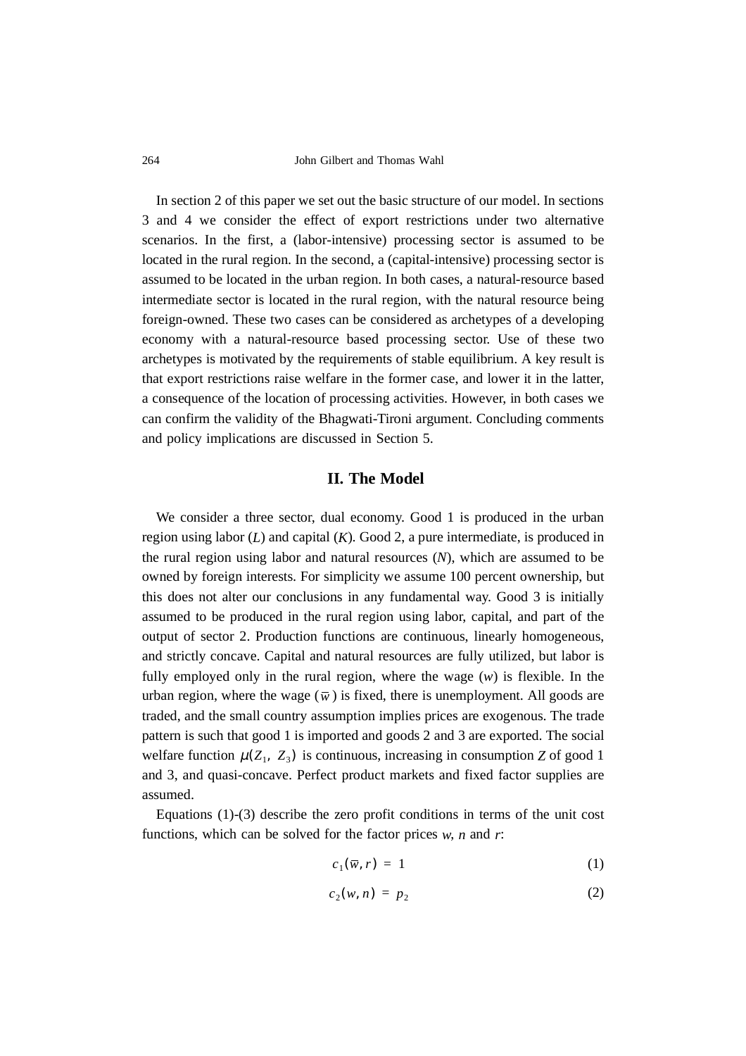In section 2 of this paper we set out the basic structure of our model. In sections 3 and 4 we consider the effect of export restrictions under two alternative scenarios. In the first, a (labor-intensive) processing sector is assumed to be located in the rural region. In the second, a (capital-intensive) processing sector is assumed to be located in the urban region. In both cases, a natural-resource based intermediate sector is located in the rural region, with the natural resource being foreign-owned. These two cases can be considered as archetypes of a developing economy with a natural-resource based processing sector. Use of these two archetypes is motivated by the requirements of stable equilibrium. A key result is that export restrictions raise welfare in the former case, and lower it in the latter, a consequence of the location of processing activities. However, in both cases we can confirm the validity of the Bhagwati-Tironi argument. Concluding comments and policy implications are discussed in Section 5.

## II. The Model

We consider a three sector, dual economy. Good 1 is produced in the urban region using labor (*L*) and capital (*K*). Good 2, a pure intermediate, is produced in the rural region using labor and natural resources (*N*), which are assumed to be owned by foreign interests. For simplicity we assume 100 percent ownership, but this does not alter our conclusions in any fundamental way. Good 3 is initially assumed to be produced in the rural region using labor, capital, and part of the output of sector 2. Production functions are continuous, linearly homogeneous, and strictly concave. Capital and natural resources are fully utilized, but labor is fully employed only in the rural region, where the wage ($w$) is flexible. In the urban region, where the wage ($\bar{w}$) is fixed, there is unemployment. All goods are traded, and the small country assumption implies prices are exogenous. The trade pattern is such that good 1 is imported and goods 2 and 3 are exported. The social welfare function $\mu(Z_1, Z_3)$ is continuous, increasing in consumption $Z$ of good 1 and 3, and quasi-concave. Perfect product markets and fixed factor supplies are assumed.

Equations (1)-(3) describe the zero profit conditions in terms of the unit cost functions, which can be solved for the factor prices $w$, $n$ and $r$:

$$c_1(\bar{w}, r) = 1 \tag{1}$$

$$c_2(w, n) = p_2 \tag{2}$$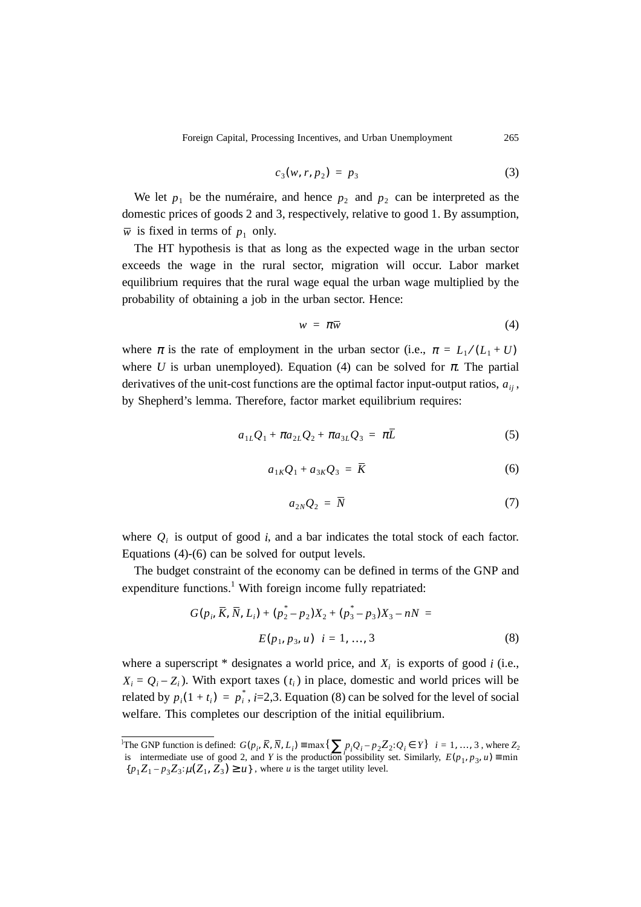$$c_3(w, r, p_2) = p_3 \tag{3}$$

We let $p_1$ be the numéraire, and hence $p_2$ and $p_2$ can be interpreted as the domestic prices of goods 2 and 3, respectively, relative to good 1. By assumption, $\overline{w}$ is fixed in terms of $p_1$ only.

The HT hypothesis is that as long as the expected wage in the urban sector exceeds the wage in the rural sector, migration will occur. Labor market equilibrium requires that the rural wage equal the urban wage multiplied by the probability of obtaining a job in the urban sector. Hence:

$$w = \pi \overline{w} \tag{4}$$

where $\pi$ is the rate of employment in the urban sector (i.e., $\pi = L_1/(L_1 + U)$ where $U$ is urban unemployed). Equation (4) can be solved for $\pi$. The partial derivatives of the unit-cost functions are the optimal factor input-output ratios, $a_{ij}$, by Shepherd's lemma. Therefore, factor market equilibrium requires:

$$a_{1L}Q_1 + \pi a_{2L}Q_2 + \pi a_{3L}Q_3 = \pi \overline{L} \tag{5}$$

$$a_{1K}Q_1 + a_{3K}Q_3 = \overline{K} \tag{6}$$

$$a_{2N}Q_2 = \overline{N} \tag{7}$$

where $Q_i$ is output of good *i*, and a bar indicates the total stock of each factor. Equations (4)-(6) can be solved for output levels.

The budget constraint of the economy can be defined in terms of the GNP and expenditure functions.[1] With foreign income fully repatriated:

$$G(p_i, \overline{K}, \overline{N}, L_i) + (p_2^* - p_2)X_2 + (p_3^* - p_3)X_3 - nN = E(p_1, p_3, u) \quad i = 1, \ldots, 3 \tag{8}$$

where a superscript * designates a world price, and $X_i$ is exports of good *i* (i.e., $X_i = Q_i - Z_i$). With export taxes ($t_i$) in place, domestic and world prices will be related by $p_i(1 + t_i) = p_i^*$, *i*=2,3. Equation (8) can be solved for the level of social welfare. This completes our description of the initial equilibrium.

---

[1]The GNP function is defined: $G(p_i, \overline{K}, \overline{N}, L_i) \equiv \max\{\sum_i p_i Q_i - p_2 Z_2 : Q_i \in Y\}$ $i = 1, \ldots, 3$, where $Z_2$ is intermediate use of good 2, and $Y$ is the production possibility set. Similarly, $E(p_1, p_3, u) \equiv \min \{p_1 Z_1 - p_3 Z_3 : \mu(Z_1, Z_3) \geq u\}$, where $u$ is the target utility level.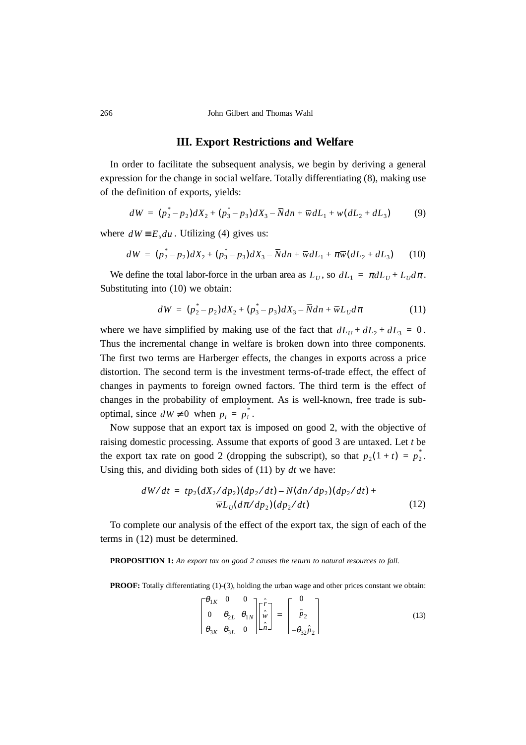## III. Export Restrictions and Welfare

In order to facilitate the subsequent analysis, we begin by deriving a general expression for the change in social welfare. Totally differentiating (8), making use of the definition of exports, yields:

$$dW = (p_2^* - p_2)dX_2 + (p_3^* - p_3)dX_3 - \bar{N}dn + \bar{w}dL_1 + w(dL_2 + dL_3) \tag{9}$$

where $dW \equiv E_u du$. Utilizing (4) gives us:

$$dW = (p_2^* - p_2)dX_2 + (p_3^* - p_3)dX_3 - \bar{N}dn + \bar{w}dL_1 + \pi\bar{w}(dL_2 + dL_3) \tag{10}$$

We define the total labor-force in the urban area as $L_U$, so $dL_1 = \pi dL_U + L_U d\pi$. Substituting into (10) we obtain:

$$dW = (p_2^* - p_2)dX_2 + (p_3^* - p_3)dX_3 - \bar{N}dn + \bar{w}L_U d\pi \tag{11}$$

where we have simplified by making use of the fact that $dL_U + dL_2 + dL_3 = 0$. Thus the incremental change in welfare is broken down into three components. The first two terms are Harberger effects, the changes in exports across a price distortion. The second term is the investment terms-of-trade effect, the effect of changes in payments to foreign owned factors. The third term is the effect of changes in the probability of employment. As is well-known, free trade is sub-optimal, since $dW \neq 0$ when $p_i = p_i^*$.

Now suppose that an export tax is imposed on good 2, with the objective of raising domestic processing. Assume that exports of good 3 are untaxed. Let $t$ be the export tax rate on good 2 (dropping the subscript), so that $p_2(1 + t) = p_2^*$. Using this, and dividing both sides of (11) by $dt$ we have:

$$dW/dt = tp_2(dX_2/dp_2)(dp_2/dt) - \bar{N}(dn/dp_2)(dp_2/dt) + \bar{w}L_U(d\pi/dp_2)(dp_2/dt) \tag{12}$$

To complete our analysis of the effect of the export tax, the sign of each of the terms in (12) must be determined.

**PROPOSITION 1:** *An export tax on good 2 causes the return to natural resources to fall.*

**PROOF:** Totally differentiating (1)-(3), holding the urban wage and other prices constant we obtain:

$$\begin{bmatrix} \theta_{1K} & 0 & 0 \\ 0 & \theta_{2L} & \theta_{1N} \\ \theta_{3K} & \theta_{3L} & 0 \end{bmatrix} \begin{bmatrix} \hat{r} \\ \hat{w} \\ \hat{n} \end{bmatrix} = \begin{bmatrix} 0 \\ \hat{p}_2 \\ -\theta_{32}\hat{p}_2 \end{bmatrix} \tag{13}$$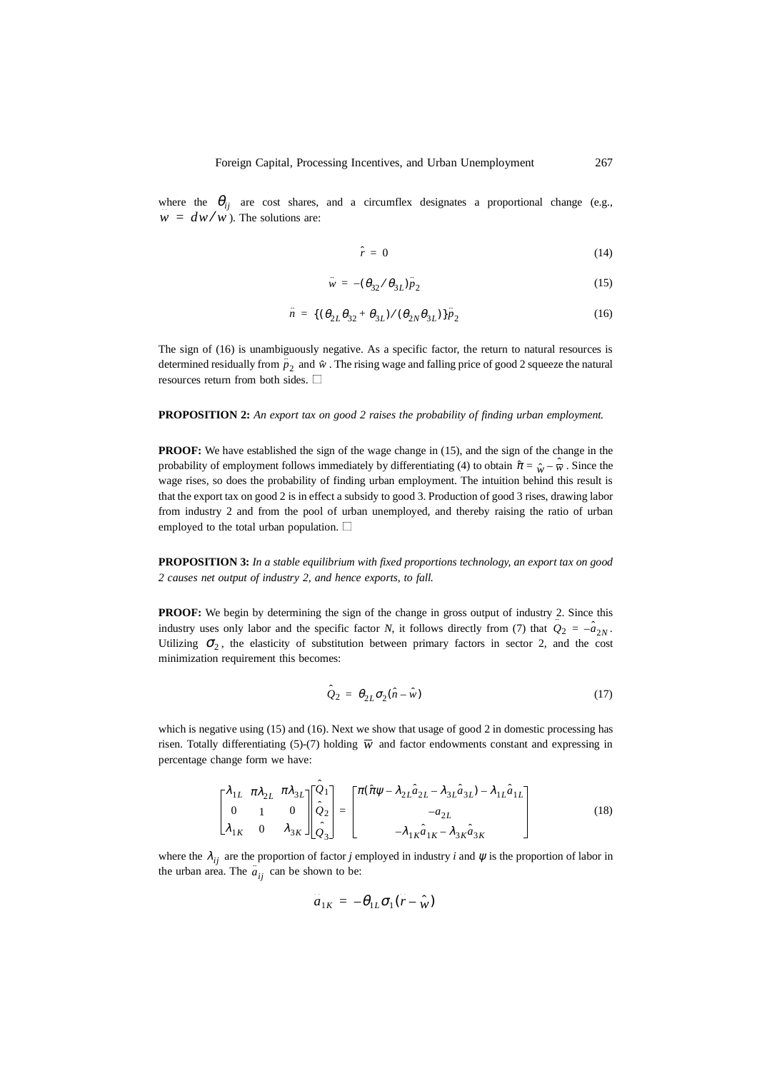where the $\theta_{ij}$ are cost shares, and a circumflex designates a proportional change (e.g., $w = dw/w$). The solutions are:

$$\hat{r} = 0 \tag{14}$$

$$\hat{w} = -(\theta_{32}/\theta_{3L})\hat{p}_2 \tag{15}$$

$$\hat{n} = \{(\theta_{2L}\theta_{32} + \theta_{3L})/(\theta_{2N}\theta_{3L})\}\hat{p}_2 \tag{16}$$

The sign of (16) is unambiguously negative. As a specific factor, the return to natural resources is determined residually from $\hat{p}_2$ and $\hat{w}$. The rising wage and falling price of good 2 squeeze the natural resources return from both sides. □

**PROPOSITION 2:** *An export tax on good 2 raises the probability of finding urban employment.*

**PROOF:** We have established the sign of the wage change in (15), and the sign of the change in the probability of employment follows immediately by differentiating (4) to obtain $\hat{\pi} = \hat{w} - \hat{\overline{w}}$. Since the wage rises, so does the probability of finding urban employment. The intuition behind this result is that the export tax on good 2 is in effect a subsidy to good 3. Production of good 3 rises, drawing labor from industry 2 and from the pool of urban unemployed, and thereby raising the ratio of urban employed to the total urban population. □

**PROPOSITION 3:** *In a stable equilibrium with fixed proportions technology, an export tax on good 2 causes net output of industry 2, and hence exports, to fall.*

**PROOF:** We begin by determining the sign of the change in gross output of industry 2. Since this industry uses only labor and the specific factor *N*, it follows directly from (7) that $\hat{Q}_2 = -\hat{a}_{2N}$. Utilizing $\sigma_2$, the elasticity of substitution between primary factors in sector 2, and the cost minimization requirement this becomes:

$$\hat{Q}_2 = \theta_{2L}\sigma_2(\hat{n} - \hat{w}) \tag{17}$$

which is negative using (15) and (16). Next we show that usage of good 2 in domestic processing has risen. Totally differentiating (5)-(7) holding $\overline{w}$ and factor endowments constant and expressing in percentage change form we have:

$$\begin{bmatrix} \lambda_{1L} & \pi\lambda_{2L} & \pi\lambda_{3L} \\ 0 & 1 & 0 \\ \lambda_{1K} & 0 & \lambda_{3K} \end{bmatrix} \begin{bmatrix} \hat{Q}_1 \\ \hat{Q}_2 \\ \hat{Q}_3 \end{bmatrix} = \begin{bmatrix} \pi(\hat{\pi}\psi - \lambda_{2L}\hat{a}_{2L} - \lambda_{3L}\hat{a}_{3L}) - \lambda_{1L}\hat{a}_{1L} \\ -a_{2L} \\ -\lambda_{1K}\hat{a}_{1K} - \lambda_{3K}\hat{a}_{3K} \end{bmatrix} \tag{18}$$

where the $\lambda_{ij}$ are the proportion of factor *j* employed in industry *i* and $\psi$ is the proportion of labor in the urban area. The $\hat{a}_{ij}$ can be shown to be:

$$\hat{a}_{1K} = -\theta_{1L}\sigma_1(\hat{r} - \hat{w})$$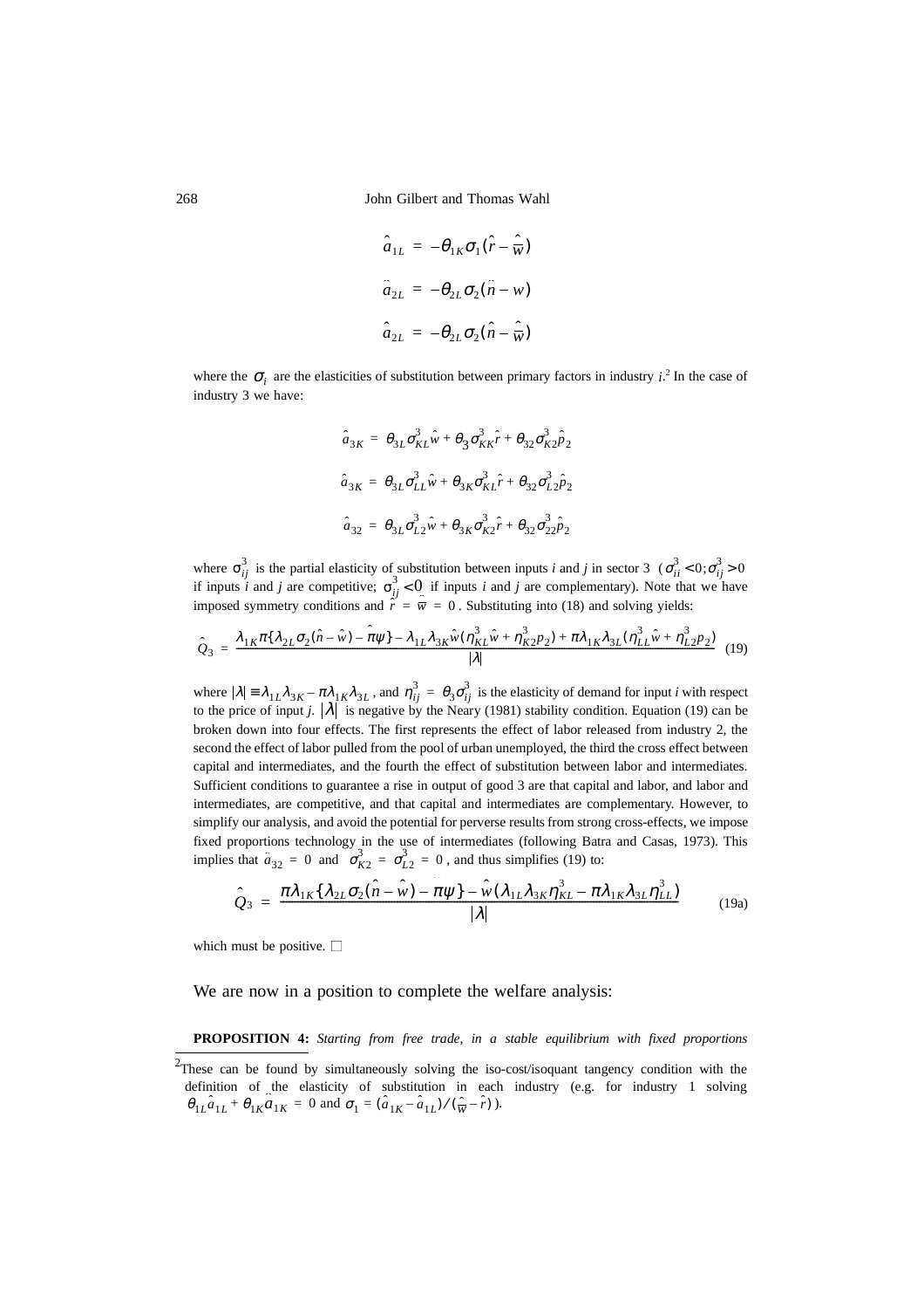$$\hat{a}_{1L} = -\theta_{1K}\sigma_1(\hat{r} - \hat{\bar{w}})$$

$$\ddot{a}_{2L} = -\theta_{2L}\sigma_2(\ddot{n} - w)$$

$$\hat{a}_{2L} = -\theta_{2L}\sigma_2(\hat{n} - \hat{\bar{w}})$$

where the $\sigma_i$ are the elasticities of substitution between primary factors in industry $i$.[2] In the case of industry 3 we have:

$$\hat{a}_{3K} = \theta_{3L}\sigma^3_{KL}\hat{w} + \theta_3\sigma^3_{KK}\hat{r} + \theta_{32}\sigma^3_{K2}\hat{p}_2$$

$$\hat{a}_{3K} = \theta_{3L}\sigma^3_{LL}\hat{w} + \theta_{3K}\sigma^3_{KL}\hat{r} + \theta_{32}\sigma^3_{L2}\hat{p}_2$$

$$\hat{a}_{32} = \theta_{3L}\sigma^3_{L2}\hat{w} + \theta_{3K}\sigma^3_{K2}\hat{r} + \theta_{32}\sigma^3_{22}\hat{p}_2$$

where $\sigma^3_{ij}$ is the partial elasticity of substitution between inputs $i$ and $j$ in sector 3 ($\sigma^3_{ii} < 0; \sigma^3_{ij} > 0$ if inputs $i$ and $j$ are competitive; $\sigma^3_{ij} < 0$ if inputs $i$ and $j$ are complementary). Note that we have imposed symmetry conditions and $\hat{r} = \ddot{\bar{w}} = 0$. Substituting into (18) and solving yields:

$$\hat{Q}_3 = \frac{\lambda_{1K}\pi\{\lambda_{2L}\sigma_2(\hat{n} - \hat{w}) - \hat{\pi\psi}\} - \lambda_{1L}\lambda_{3K}\hat{w}(\eta^3_{KL}\hat{w} + \eta^3_{K2}p_2) + \pi\lambda_{1K}\lambda_{3L}(\eta^3_{LL}\hat{w} + \eta^3_{L2}p_2)}{|\lambda|} \quad (19)$$

where $|\lambda| \equiv \lambda_{1L}\lambda_{3K} - \pi\lambda_{1K}\lambda_{3L}$, and $\eta^3_{ij} = \theta_3\sigma^3_{ij}$ is the elasticity of demand for input $i$ with respect to the price of input $j$. $|\lambda|$ is negative by the Neary (1981) stability condition. Equation (19) can be broken down into four effects. The first represents the effect of labor released from industry 2, the second the effect of labor pulled from the pool of urban unemployed, the third the cross effect between capital and intermediates, and the fourth the effect of substitution between labor and intermediates. Sufficient conditions to guarantee a rise in output of good 3 are that capital and labor, and labor and intermediates, are competitive, and that capital and intermediates are complementary. However, to simplify our analysis, and avoid the potential for perverse results from strong cross-effects, we impose fixed proportions technology in the use of intermediates (following Batra and Casas, 1973). This implies that $\ddot{a}_{32} = 0$ and $\sigma^3_{K2} = \sigma^3_{L2} = 0$, and thus simplifies (19) to:

$$\hat{Q}_3 = \frac{\pi\lambda_{1K}\{\lambda_{2L}\sigma_2(\hat{n} - \hat{w}) - \ddot{\pi\psi}\} - \hat{w}(\lambda_{1L}\lambda_{3K}\eta^3_{KL} - \pi\lambda_{1K}\lambda_{3L}\eta^3_{LL})}{|\lambda|} \quad (19a)$$

which must be positive. □

We are now in a position to complete the welfare analysis:

**PROPOSITION 4:** *Starting from free trade, in a stable equilibrium with fixed proportions*

[2] These can be found by simultaneously solving the iso-cost/isoquant tangency condition with the definition of the elasticity of substitution in each industry (e.g. for industry 1 solving $\theta_{1L}\hat{a}_{1L} + \theta_{1K}\ddot{a}_{1K} = 0$ and $\sigma_1 = (\hat{a}_{1K} - \hat{a}_{1L})/(\hat{\bar{w}} - \hat{r})$).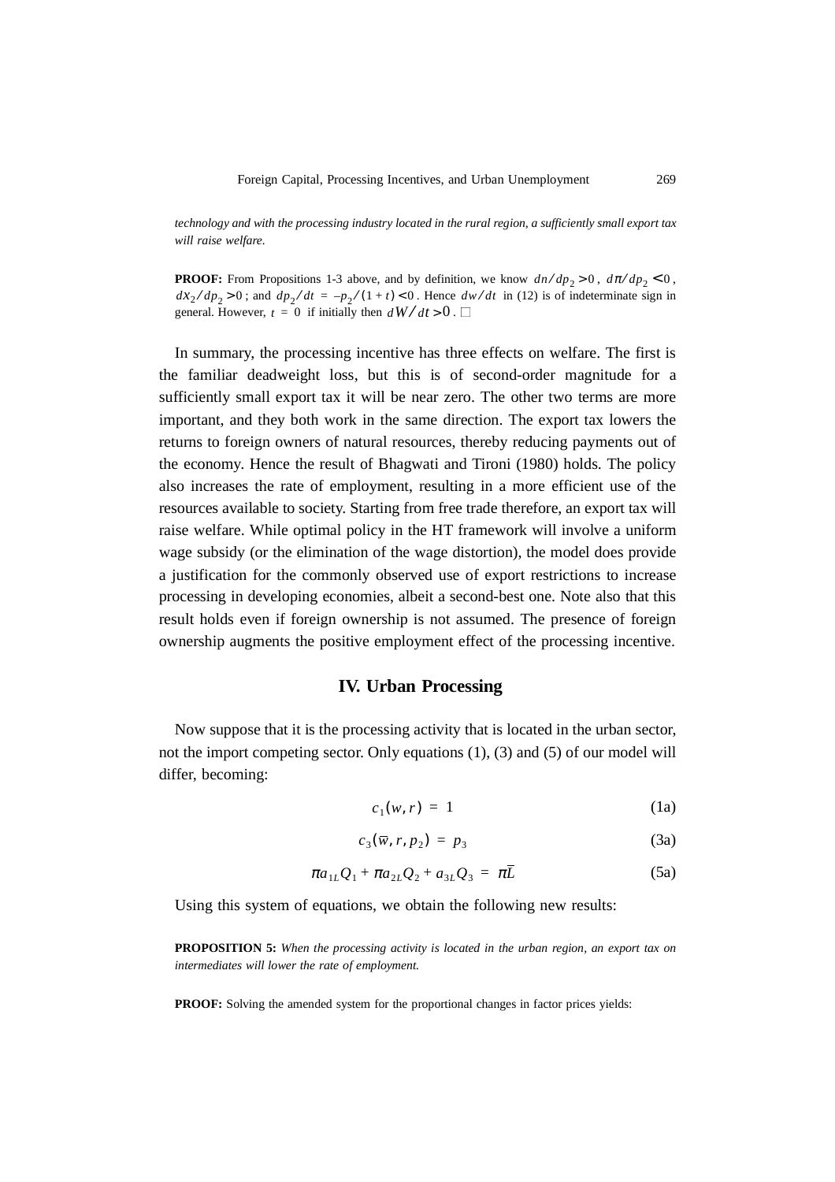*technology and with the processing industry located in the rural region, a sufficiently small export tax will raise welfare.*

**PROOF:** From Propositions 1-3 above, and by definition, we know $dn/dp_2 > 0$, $d\pi/dp_2 < 0$, $dx_2/dp_2 > 0$; and $dp_2/dt = -p_2/(1+t) < 0$. Hence $dw/dt$ in (12) is of indeterminate sign in general. However, $t = 0$ if initially then $dW/dt > 0$. □

In summary, the processing incentive has three effects on welfare. The first is the familiar deadweight loss, but this is of second-order magnitude for a sufficiently small export tax it will be near zero. The other two terms are more important, and they both work in the same direction. The export tax lowers the returns to foreign owners of natural resources, thereby reducing payments out of the economy. Hence the result of Bhagwati and Tironi (1980) holds. The policy also increases the rate of employment, resulting in a more efficient use of the resources available to society. Starting from free trade therefore, an export tax will raise welfare. While optimal policy in the HT framework will involve a uniform wage subsidy (or the elimination of the wage distortion), the model does provide a justification for the commonly observed use of export restrictions to increase processing in developing economies, albeit a second-best one. Note also that this result holds even if foreign ownership is not assumed. The presence of foreign ownership augments the positive employment effect of the processing incentive.

## IV. Urban Processing

Now suppose that it is the processing activity that is located in the urban sector, not the import competing sector. Only equations (1), (3) and (5) of our model will differ, becoming:

$$c_1(w, r) = 1 \tag{1a}$$

$$c_3(\bar{w}, r, p_2) = p_3 \tag{3a}$$

$$\pi a_{1L}Q_1 + \pi a_{2L}Q_2 + a_{3L}Q_3 = \pi \bar{L} \tag{5a}$$

Using this system of equations, we obtain the following new results:

**PROPOSITION 5:** *When the processing activity is located in the urban region, an export tax on intermediates will lower the rate of employment.*

**PROOF:** Solving the amended system for the proportional changes in factor prices yields: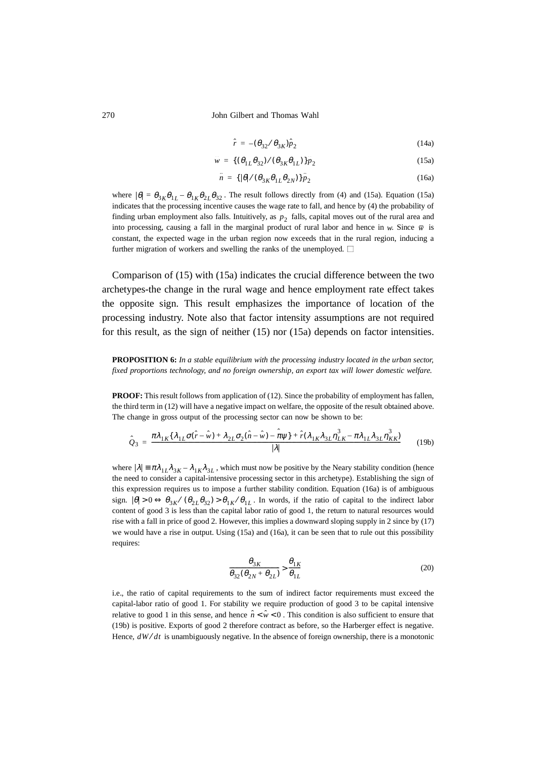$$\hat{r} = -(\theta_{32}/\theta_{3K})\hat{p}_2 \tag{14a}$$

$$w = \{(\theta_{1L}\theta_{32})/(\theta_{3K}\theta_{1L})\}p_2 \tag{15a}$$

$$\ddot{n} = \{|\theta|/(\theta_{3K}\theta_{1L}\theta_{2N})\}\ddot{p}_2 \tag{16a}$$

where $|\theta| = \theta_{3K}\theta_{1L} - \theta_{1K}\theta_{2L}\theta_{32}$. The result follows directly from (4) and (15a). Equation (15a) indicates that the processing incentive causes the wage rate to fall, and hence by (4) the probability of finding urban employment also falls. Intuitively, as $p_2$ falls, capital moves out of the rural area and into processing, causing a fall in the marginal product of rural labor and hence in $w$. Since $\overline{w}$ is constant, the expected wage in the urban region now exceeds that in the rural region, inducing a further migration of workers and swelling the ranks of the unemployed. □

Comparison of (15) with (15a) indicates the crucial difference between the two archetypes-the change in the rural wage and hence employment rate effect takes the opposite sign. This result emphasizes the importance of location of the processing industry. Note also that factor intensity assumptions are not required for this result, as the sign of neither (15) nor (15a) depends on factor intensities.

**PROPOSITION 6:** *In a stable equilibrium with the processing industry located in the urban sector, fixed proportions technology, and no foreign ownership, an export tax will lower domestic welfare.*

**PROOF:** This result follows from application of (12). Since the probability of employment has fallen, the third term in (12) will have a negative impact on welfare, the opposite of the result obtained above. The change in gross output of the processing sector can now be shown to be:

$$\hat{Q}_3 = \frac{\pi\lambda_{1K}\{\lambda_{1L}\sigma(\hat{r}-\hat{w}) + \lambda_{2L}\sigma_2(\hat{n}-\hat{w}) - \hat{\pi\psi}\} + \hat{r}(\lambda_{1K}\lambda_{3L}\eta^3_{LK} - \pi\lambda_{1L}\lambda_{3L}\eta^3_{KK})}{|\lambda|} \tag{19b}$$

where $|\lambda| \equiv \pi\lambda_{1L}\lambda_{3K} - \lambda_{1K}\lambda_{3L}$, which must now be positive by the Neary stability condition (hence the need to consider a capital-intensive processing sector in this archetype). Establishing the sign of this expression requires us to impose a further stability condition. Equation (16a) is of ambiguous sign. $|\theta| > 0 \Leftrightarrow \theta_{3K}/(\theta_{2L}\theta_{32}) > \theta_{1K}/\theta_{1L}$. In words, if the ratio of capital to the indirect labor content of good 3 is less than the capital labor ratio of good 1, the return to natural resources would rise with a fall in price of good 2. However, this implies a downward sloping supply in 2 since by (17) we would have a rise in output. Using (15a) and (16a), it can be seen that to rule out this possibility requires:

$$\frac{\theta_{3K}}{\theta_{32}(\theta_{2N}+\theta_{2L})} > \frac{\theta_{1K}}{\theta_{1L}} \tag{20}$$

i.e., the ratio of capital requirements to the sum of indirect factor requirements must exceed the capital-labor ratio of good 1. For stability we require production of good 3 to be capital intensive relative to good 1 in this sense, and hence $\hat{n} < \hat{w} < 0$. This condition is also sufficient to ensure that (19b) is positive. Exports of good 2 therefore contract as before, so the Harberger effect is negative. Hence, $dW/dt$ is unambiguously negative. In the absence of foreign ownership, there is a monotonic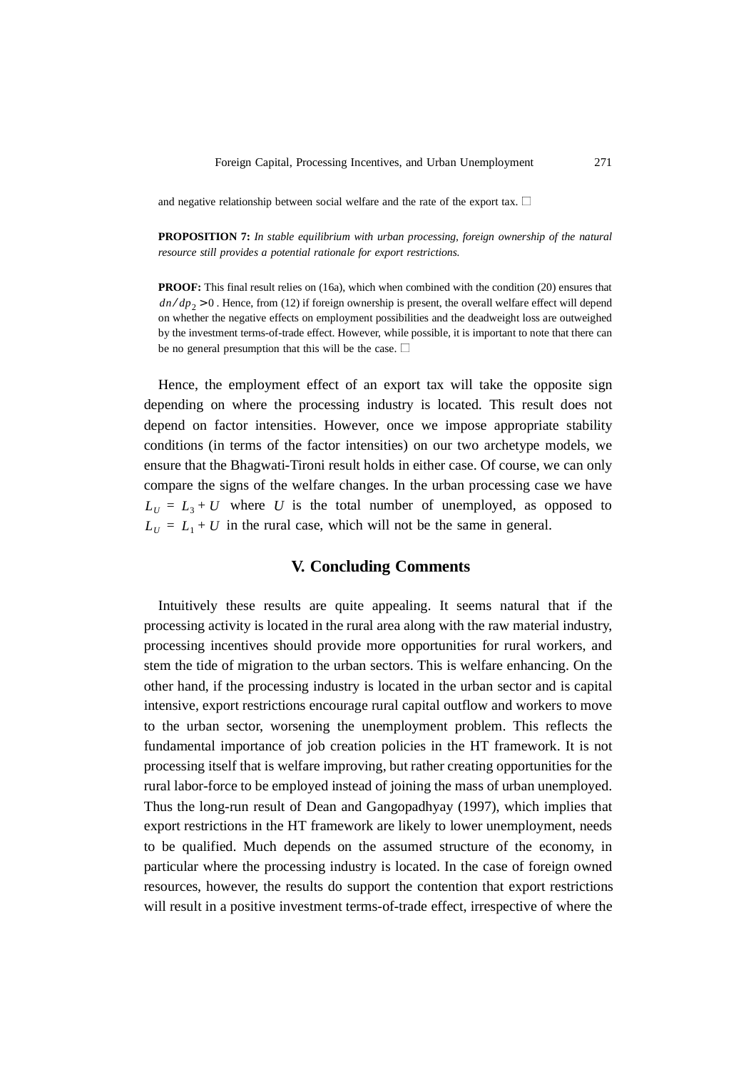and negative relationship between social welfare and the rate of the export tax. □

**PROPOSITION 7:** *In stable equilibrium with urban processing, foreign ownership of the natural resource still provides a potential rationale for export restrictions.*

**PROOF:** This final result relies on (16a), which when combined with the condition (20) ensures that $dn/dp_2 > 0$. Hence, from (12) if foreign ownership is present, the overall welfare effect will depend on whether the negative effects on employment possibilities and the deadweight loss are outweighed by the investment terms-of-trade effect. However, while possible, it is important to note that there can be no general presumption that this will be the case. □

Hence, the employment effect of an export tax will take the opposite sign depending on where the processing industry is located. This result does not depend on factor intensities. However, once we impose appropriate stability conditions (in terms of the factor intensities) on our two archetype models, we ensure that the Bhagwati-Tironi result holds in either case. Of course, we can only compare the signs of the welfare changes. In the urban processing case we have $L_U = L_3 + U$ where $U$ is the total number of unemployed, as opposed to $L_U = L_1 + U$ in the rural case, which will not be the same in general.

## V. Concluding Comments

Intuitively these results are quite appealing. It seems natural that if the processing activity is located in the rural area along with the raw material industry, processing incentives should provide more opportunities for rural workers, and stem the tide of migration to the urban sectors. This is welfare enhancing. On the other hand, if the processing industry is located in the urban sector and is capital intensive, export restrictions encourage rural capital outflow and workers to move to the urban sector, worsening the unemployment problem. This reflects the fundamental importance of job creation policies in the HT framework. It is not processing itself that is welfare improving, but rather creating opportunities for the rural labor-force to be employed instead of joining the mass of urban unemployed. Thus the long-run result of Dean and Gangopadhyay (1997), which implies that export restrictions in the HT framework are likely to lower unemployment, needs to be qualified. Much depends on the assumed structure of the economy, in particular where the processing industry is located. In the case of foreign owned resources, however, the results do support the contention that export restrictions will result in a positive investment terms-of-trade effect, irrespective of where the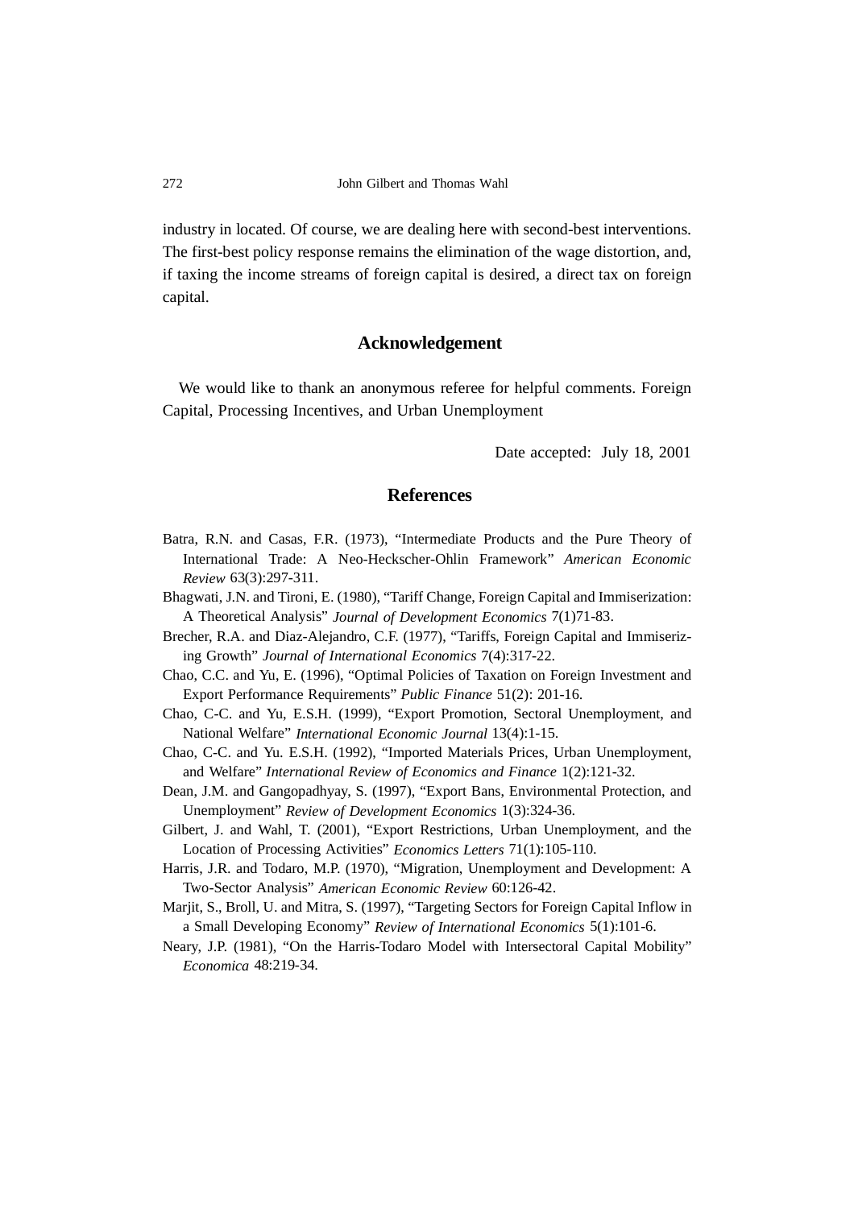industry in located. Of course, we are dealing here with second-best interventions. The first-best policy response remains the elimination of the wage distortion, and, if taxing the income streams of foreign capital is desired, a direct tax on foreign capital.

## Acknowledgement

We would like to thank an anonymous referee for helpful comments. Foreign Capital, Processing Incentives, and Urban Unemployment

Date accepted: July 18, 2001

## References

Batra, R.N. and Casas, F.R. (1973), "Intermediate Products and the Pure Theory of International Trade: A Neo-Heckscher-Ohlin Framework" *American Economic Review* 63(3):297-311.

Bhagwati, J.N. and Tironi, E. (1980), "Tariff Change, Foreign Capital and Immiserization: A Theoretical Analysis" *Journal of Development Economics* 7(1)71-83.

Brecher, R.A. and Diaz-Alejandro, C.F. (1977), "Tariffs, Foreign Capital and Immiserizing Growth" *Journal of International Economics* 7(4):317-22.

Chao, C.C. and Yu, E. (1996), "Optimal Policies of Taxation on Foreign Investment and Export Performance Requirements" *Public Finance* 51(2): 201-16.

Chao, C-C. and Yu, E.S.H. (1999), "Export Promotion, Sectoral Unemployment, and National Welfare" *International Economic Journal* 13(4):1-15.

Chao, C-C. and Yu. E.S.H. (1992), "Imported Materials Prices, Urban Unemployment, and Welfare" *International Review of Economics and Finance* 1(2):121-32.

Dean, J.M. and Gangopadhyay, S. (1997), "Export Bans, Environmental Protection, and Unemployment" *Review of Development Economics* 1(3):324-36.

Gilbert, J. and Wahl, T. (2001), "Export Restrictions, Urban Unemployment, and the Location of Processing Activities" *Economics Letters* 71(1):105-110.

Harris, J.R. and Todaro, M.P. (1970), "Migration, Unemployment and Development: A Two-Sector Analysis" *American Economic Review* 60:126-42.

Marjit, S., Broll, U. and Mitra, S. (1997), "Targeting Sectors for Foreign Capital Inflow in a Small Developing Economy" *Review of International Economics* 5(1):101-6.

Neary, J.P. (1981), "On the Harris-Todaro Model with Intersectoral Capital Mobility" *Economica* 48:219-34.